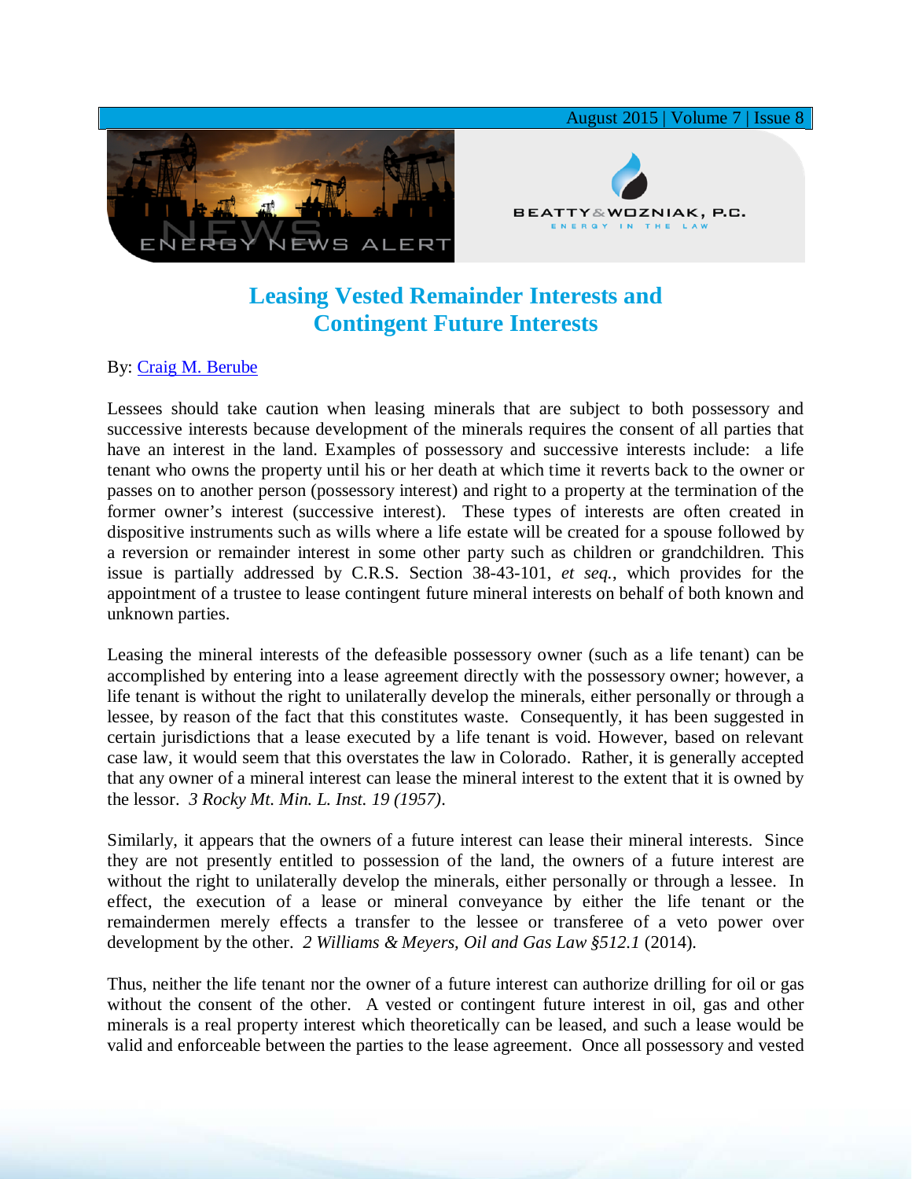# Leasing Vested Remainder Interests and Contingent Future Interests

By: [Craig M. Berube]

Lessees should take caution when leasing minerals that are subject to both possessory and successive interests because development of the minerals requires the consent of all parties that have an interest in the land. Examples of possessory and successive interests include: a life tenant who owns the property until his or her death at which time it reverts back to the owner or passes on to another person (possessory interest) and right to a property at the termination of the former owner's interest (successive interest). These types of interests are often created in dispositive instruments such as wills where a life estate will be created for a spouse followed by a reversion or remainder interest in some other party such as children or grandchildren. This issue is partially addressed by C.R.S. Section 38-43-101, *et seq.*, which provides for the appointment of a trustee to lease contingent future mineral interests on behalf of both known and unknown parties.

Leasing the mineral interests of the defeasible possessory owner (such as a life tenant) can be accomplished by entering into a lease agreement directly with the possessory owner; however, a life tenant is without the right to unilaterally develop the minerals, either personally or through a lessee, by reason of the fact that this constitutes waste. Consequently, it has been suggested in certain jurisdictions that a lease executed by a life tenant is void. However, based on relevant case law, it would seem that this overstates the law in Colorado. Rather, it is generally accepted that any owner of a mineral interest can lease the mineral interest to the extent that it is owned by the lessor. *3 Rocky Mt. Min. L. Inst. 19 (1957)*.

Similarly, it appears that the owners of a future interest can lease their mineral interests. Since they are not presently entitled to possession of the land, the owners of a future interest are without the right to unilaterally develop the minerals, either personally or through a lessee. In effect, the execution of a lease or mineral conveyance by either the life tenant or the remaindermen merely effects a transfer to the lessee or transferee of a veto power over development by the other. *2 Williams & Meyers, Oil and Gas Law §512.1* (2014).

Thus, neither the life tenant nor the owner of a future interest can authorize drilling for oil or gas without the consent of the other. A vested or contingent future interest in oil, gas and other minerals is a real property interest which theoretically can be leased, and such a lease would be valid and enforceable between the parties to the lease agreement. Once all possessory and vested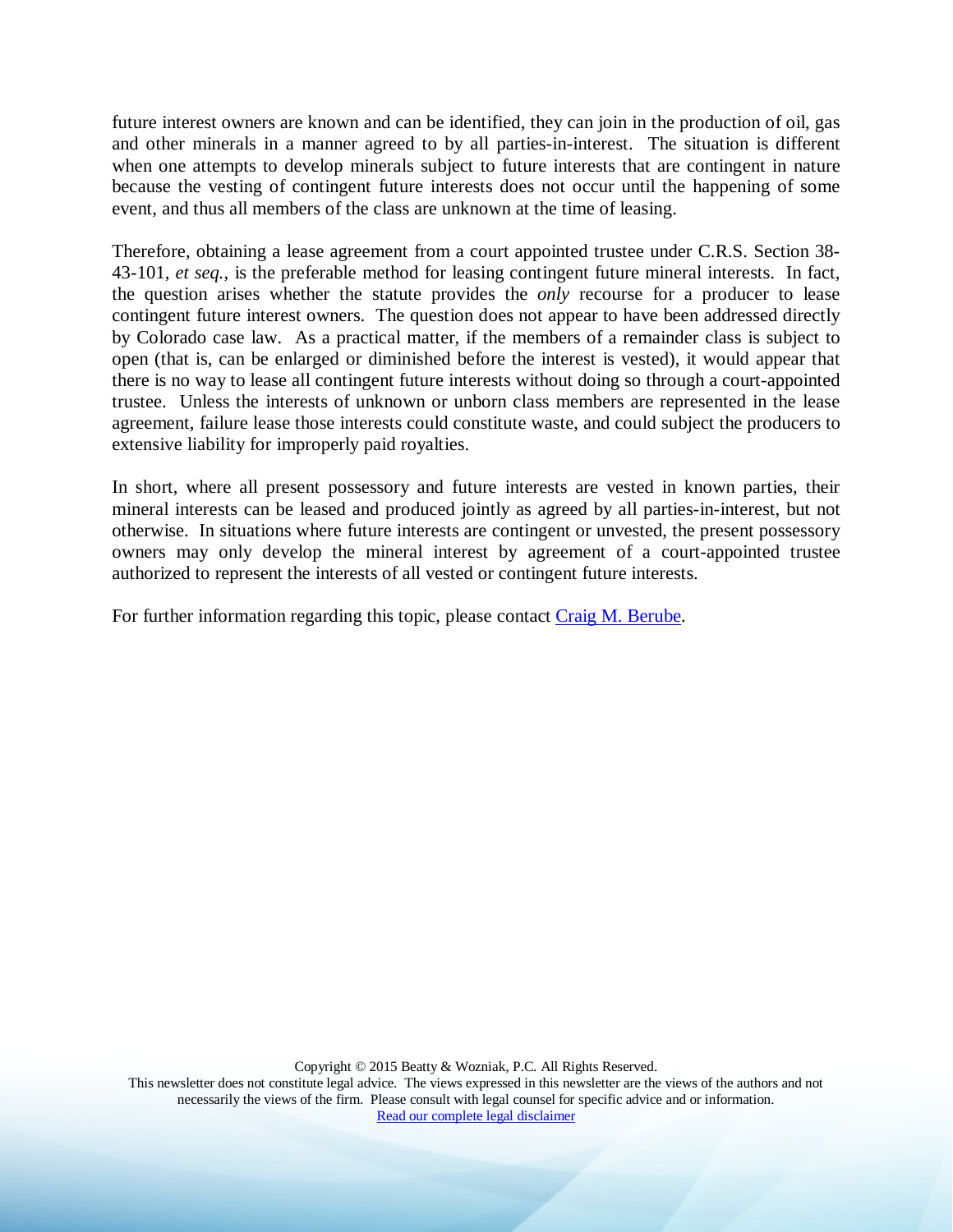future interest owners are known and can be identified, they can join in the production of oil, gas and other minerals in a manner agreed to by all parties-in-interest. The situation is different when one attempts to develop minerals subject to future interests that are contingent in nature because the vesting of contingent future interests does not occur until the happening of some event, and thus all members of the class are unknown at the time of leasing.

Therefore, obtaining a lease agreement from a court appointed trustee under C.R.S. Section 38-43-101, *et seq.*, is the preferable method for leasing contingent future mineral interests. In fact, the question arises whether the statute provides the *only* recourse for a producer to lease contingent future interest owners. The question does not appear to have been addressed directly by Colorado case law. As a practical matter, if the members of a remainder class is subject to open (that is, can be enlarged or diminished before the interest is vested), it would appear that there is no way to lease all contingent future interests without doing so through a court-appointed trustee. Unless the interests of unknown or unborn class members are represented in the lease agreement, failure lease those interests could constitute waste, and could subject the producers to extensive liability for improperly paid royalties.

In short, where all present possessory and future interests are vested in known parties, their mineral interests can be leased and produced jointly as agreed by all parties-in-interest, but not otherwise. In situations where future interests are contingent or unvested, the present possessory owners may only develop the mineral interest by agreement of a court-appointed trustee authorized to represent the interests of all vested or contingent future interests.

For further information regarding this topic, please contact [Craig M. Berube](#).

Copyright © 2015 Beatty & Wozniak, P.C. All Rights Reserved.
This newsletter does not constitute legal advice. The views expressed in this newsletter are the views of the authors and not necessarily the views of the firm. Please consult with legal counsel for specific advice and or information.
[Read our complete legal disclaimer](#)